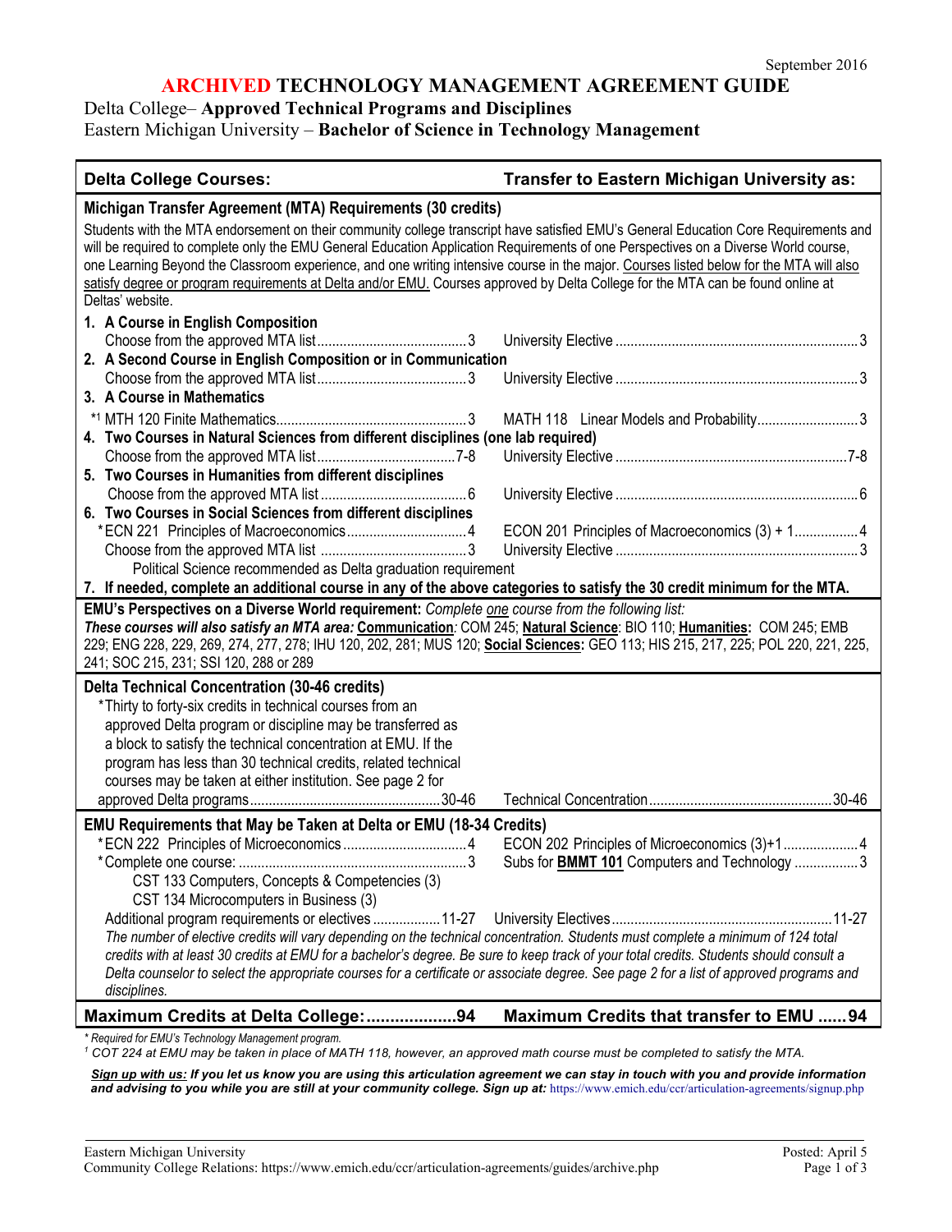September 2016

# ARCHIVED TECHNOLOGY MANAGEMENT AGREEMENT GUIDE

Delta College– **Approved Technical Programs and Disciplines**
Eastern Michigan University – **Bachelor of Science in Technology Management**

| **Delta College Courses:** | **Transfer to Eastern Michigan University as:** |
|---|---|
| **Michigan Transfer Agreement (MTA) Requirements (30 credits)** | |
| Students with the MTA endorsement on their community college transcript have satisfied EMU's General Education Core Requirements and will be required to complete only the EMU General Education Application Requirements of one Perspectives on a Diverse World course, one Learning Beyond the Classroom experience, and one writing intensive course in the major. Courses listed below for the MTA will also satisfy degree or program requirements at Delta and/or EMU. Courses approved by Delta College for the MTA can be found online at Deltas' website. | |
| **1. A Course in English Composition** | |
| Choose from the approved MTA list ... 3 | University Elective ... 3 |
| **2. A Second Course in English Composition or in Communication** | |
| Choose from the approved MTA list ... 3 | University Elective ... 3 |
| **3. A Course in Mathematics** | |
| *[1] MTH 120 Finite Mathematics ... 3 | MATH 118 Linear Models and Probability ... 3 |
| **4. Two Courses in Natural Sciences from different disciplines (one lab required)** | |
| Choose from the approved MTA list ... 7-8 | University Elective ... 7-8 |
| **5. Two Courses in Humanities from different disciplines** | |
| Choose from the approved MTA list ... 6 | University Elective ... 6 |
| **6. Two Courses in Social Sciences from different disciplines** | |
| *ECN 221 Principles of Macroeconomics ... 4 | ECON 201 Principles of Macroeconomics (3) + 1 ... 4 |
| Choose from the approved MTA list ... 3 | University Elective ... 3 |
| Political Science recommended as Delta graduation requirement | |
| **7. If needed, complete an additional course in any of the above categories to satisfy the 30 credit minimum for the MTA.** | |
| **EMU's Perspectives on a Diverse World requirement:** *Complete one course from the following list:* ***These courses will also satisfy an MTA area:*** **Communication**: COM 245; **Natural Science**: BIO 110; **Humanities**: COM 245; EMB 229; ENG 228, 229, 269, 274, 277, 278; IHU 120, 202, 281; MUS 120; **Social Sciences:** GEO 113; HIS 215, 217, 225; POL 220, 221, 225, 241; SOC 215, 231; SSI 120, 288 or 289 | |
| **Delta Technical Concentration (30-46 credits)** | |
| *Thirty to forty-six credits in technical courses from an approved Delta program or discipline may be transferred as a block to satisfy the technical concentration at EMU. If the program has less than 30 technical credits, related technical courses may be taken at either institution. See page 2 for approved Delta programs ... 30-46 | Technical Concentration ... 30-46 |
| **EMU Requirements that May be Taken at Delta or EMU (18-34 Credits)** | |
| *ECN 222 Principles of Microeconomics ... 4 | ECON 202 Principles of Microeconomics (3)+1 ... 4 |
| *Complete one course: ... 3<br>CST 133 Computers, Concepts & Competencies (3)<br>CST 134 Microcomputers in Business (3) | Subs for **BMMT 101** Computers and Technology ... 3 |
| Additional program requirements or electives ... 11-27 | University Electives ... 11-27 |
| *The number of elective credits will vary depending on the technical concentration. Students must complete a minimum of 124 total credits with at least 30 credits at EMU for a bachelor's degree. Be sure to keep track of your total credits. Students should consult a Delta counselor to select the appropriate courses for a certificate or associate degree. See page 2 for a list of approved programs and disciplines.* | |
| **Maximum Credits at Delta College: ... 94** | **Maximum Credits that transfer to EMU ... 94** |

*\* Required for EMU's Technology Management program.*
*[1] COT 224 at EMU may be taken in place of MATH 118, however, an approved math course must be completed to satisfy the MTA.*

***Sign up with us:** If you let us know you are using this articulation agreement we can stay in touch with you and provide information and advising to you while you are still at your community college. Sign up at:* https://www.emich.edu/ccr/articulation-agreements/signup.php

Eastern Michigan University
Community College Relations: https://www.emich.edu/ccr/articulation-agreements/guides/archive.php

Posted: April 5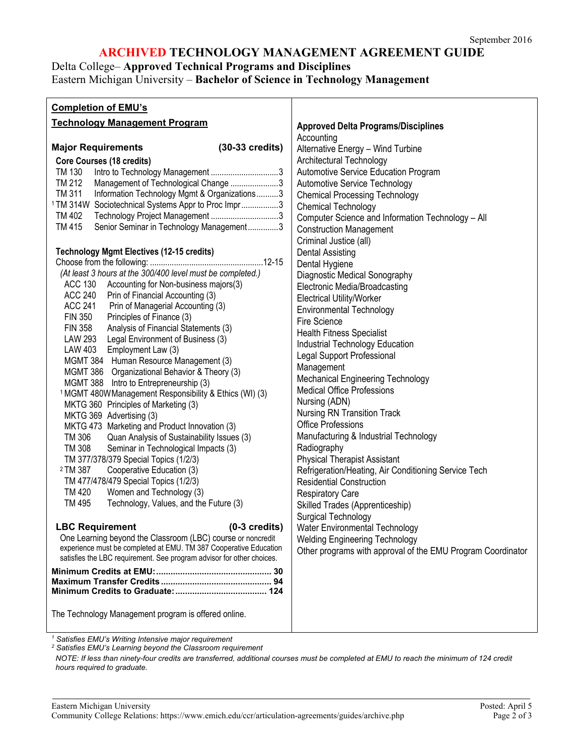September 2016

# ARCHIVED TECHNOLOGY MANAGEMENT AGREEMENT GUIDE

Delta College– **Approved Technical Programs and Disciplines**
Eastern Michigan University – **Bachelor of Science in Technology Management**

## Completion of EMU's Technology Management Program

### Major Requirements (30-33 credits)

**Core Courses (18 credits)**

| Course | Title | Credits |
|---|---|---|
| TM 130 | Intro to Technology Management | 3 |
| TM 212 | Management of Technological Change | 3 |
| TM 311 | Information Technology Mgmt & Organizations | 3 |
| [1] TM 314W | Sociotechnical Systems Appr to Proc Impr | 3 |
| TM 402 | Technology Project Management | 3 |
| TM 415 | Senior Seminar in Technology Management | 3 |

**Technology Mgmt Electives (12-15 credits)**

Choose from the following: ....................12-15

*(At least 3 hours at the 300/400 level must be completed.)*

- ACC 130 Accounting for Non-business majors(3)
- ACC 240 Prin of Financial Accounting (3)
- ACC 241 Prin of Managerial Accounting (3)
- FIN 350 Principles of Finance (3)
- FIN 358 Analysis of Financial Statements (3)
- LAW 293 Legal Environment of Business (3)
- LAW 403 Employment Law (3)
- MGMT 384 Human Resource Management (3)
- MGMT 386 Organizational Behavior & Theory (3)
- MGMT 388 Intro to Entrepreneurship (3)
- [1] MGMT 480W Management Responsibility & Ethics (WI) (3)
- MKTG 360 Principles of Marketing (3)
- MKTG 369 Advertising (3)
- MKTG 473 Marketing and Product Innovation (3)
- TM 306 Quan Analysis of Sustainability Issues (3)
- TM 308 Seminar in Technological Impacts (3)
- TM 377/378/379 Special Topics (1/2/3)
- [2] TM 387 Cooperative Education (3)
- TM 477/478/479 Special Topics (1/2/3)
- TM 420 Women and Technology (3)
- TM 495 Technology, Values, and the Future (3)

### LBC Requirement (0-3 credits)

One Learning beyond the Classroom (LBC) course or noncredit experience must be completed at EMU. TM 387 Cooperative Education satisfies the LBC requirement. See program advisor for other choices.

**Minimum Credits at EMU:.................... 30**
**Maximum Transfer Credits.................... 94**
**Minimum Credits to Graduate:.................... 124**

The Technology Management program is offered online.

### Approved Delta Programs/Disciplines

- Accounting
- Alternative Energy – Wind Turbine
- Architectural Technology
- Automotive Service Education Program
- Automotive Service Technology
- Chemical Processing Technology
- Chemical Technology
- Computer Science and Information Technology – All
- Construction Management
- Criminal Justice (all)
- Dental Assisting
- Dental Hygiene
- Diagnostic Medical Sonography
- Electronic Media/Broadcasting
- Electrical Utility/Worker
- Environmental Technology
- Fire Science
- Health Fitness Specialist
- Industrial Technology Education
- Legal Support Professional
- Management
- Mechanical Engineering Technology
- Medical Office Professions
- Nursing (ADN)
- Nursing RN Transition Track
- Office Professions
- Manufacturing & Industrial Technology
- Radiography
- Physical Therapist Assistant
- Refrigeration/Heating, Air Conditioning Service Tech
- Residential Construction
- Respiratory Care
- Skilled Trades (Apprenticeship)
- Surgical Technology
- Water Environmental Technology
- Welding Engineering Technology
- Other programs with approval of the EMU Program Coordinator

*[1] Satisfies EMU's Writing Intensive major requirement*
*[2] Satisfies EMU's Learning beyond the Classroom requirement*

*NOTE: If less than ninety-four credits are transferred, additional courses must be completed at EMU to reach the minimum of 124 credit hours required to graduate.*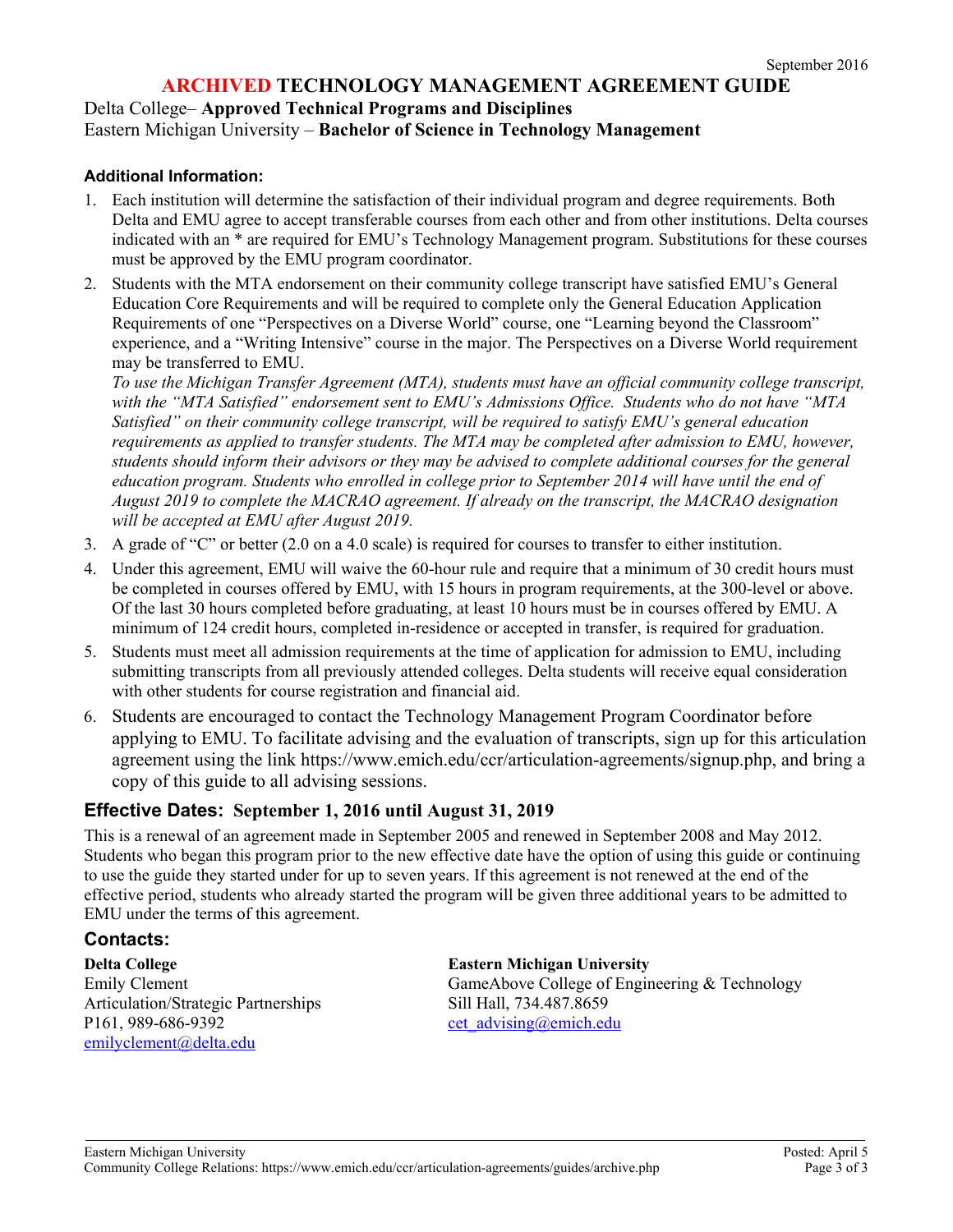September 2016

# ARCHIVED TECHNOLOGY MANAGEMENT AGREEMENT GUIDE

Delta College– **Approved Technical Programs and Disciplines**
Eastern Michigan University – **Bachelor of Science in Technology Management**

### Additional Information:

1. Each institution will determine the satisfaction of their individual program and degree requirements. Both Delta and EMU agree to accept transferable courses from each other and from other institutions. Delta courses indicated with an * are required for EMU's Technology Management program. Substitutions for these courses must be approved by the EMU program coordinator.
2. Students with the MTA endorsement on their community college transcript have satisfied EMU's General Education Core Requirements and will be required to complete only the General Education Application Requirements of one "Perspectives on a Diverse World" course, one "Learning beyond the Classroom" experience, and a "Writing Intensive" course in the major. The Perspectives on a Diverse World requirement may be transferred to EMU.
   *To use the Michigan Transfer Agreement (MTA), students must have an official community college transcript, with the "MTA Satisfied" endorsement sent to EMU's Admissions Office. Students who do not have "MTA Satisfied" on their community college transcript, will be required to satisfy EMU's general education requirements as applied to transfer students. The MTA may be completed after admission to EMU, however, students should inform their advisors or they may be advised to complete additional courses for the general education program. Students who enrolled in college prior to September 2014 will have until the end of August 2019 to complete the MACRAO agreement. If already on the transcript, the MACRAO designation will be accepted at EMU after August 2019.*
3. A grade of "C" or better (2.0 on a 4.0 scale) is required for courses to transfer to either institution.
4. Under this agreement, EMU will waive the 60-hour rule and require that a minimum of 30 credit hours must be completed in courses offered by EMU, with 15 hours in program requirements, at the 300-level or above. Of the last 30 hours completed before graduating, at least 10 hours must be in courses offered by EMU. A minimum of 124 credit hours, completed in-residence or accepted in transfer, is required for graduation.
5. Students must meet all admission requirements at the time of application for admission to EMU, including submitting transcripts from all previously attended colleges. Delta students will receive equal consideration with other students for course registration and financial aid.
6. Students are encouraged to contact the Technology Management Program Coordinator before applying to EMU. To facilitate advising and the evaluation of transcripts, sign up for this articulation agreement using the link https://www.emich.edu/ccr/articulation-agreements/signup.php, and bring a copy of this guide to all advising sessions.

## Effective Dates: September 1, 2016 until August 31, 2019

This is a renewal of an agreement made in September 2005 and renewed in September 2008 and May 2012. Students who began this program prior to the new effective date have the option of using this guide or continuing to use the guide they started under for up to seven years. If this agreement is not renewed at the end of the effective period, students who already started the program will be given three additional years to be admitted to EMU under the terms of this agreement.

## Contacts:

**Delta College**
Emily Clement
Articulation/Strategic Partnerships
P161, 989-686-9392
emilyclement@delta.edu

**Eastern Michigan University**
GameAbove College of Engineering & Technology
Sill Hall, 734.487.8659
cet_advising@emich.edu

Eastern Michigan University
Community College Relations: https://www.emich.edu/ccr/articulation-agreements/guides/archive.php

Posted: April 5